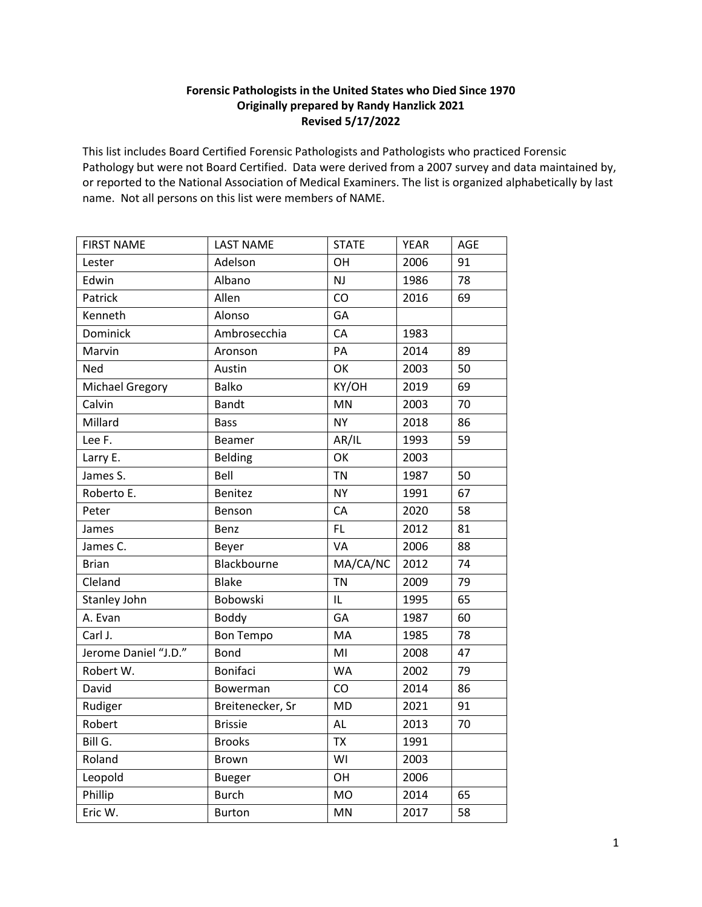**Forensic Pathologists in the United States who Died Since 1970**
**Originally prepared by Randy Hanzlick 2021**
**Revised 5/17/2022**

This list includes Board Certified Forensic Pathologists and Pathologists who practiced Forensic Pathology but were not Board Certified. Data were derived from a 2007 survey and data maintained by, or reported to the National Association of Medical Examiners. The list is organized alphabetically by last name. Not all persons on this list were members of NAME.

| FIRST NAME | LAST NAME | STATE | YEAR | AGE |
|---|---|---|---|---|
| Lester | Adelson | OH | 2006 | 91 |
| Edwin | Albano | NJ | 1986 | 78 |
| Patrick | Allen | CO | 2016 | 69 |
| Kenneth | Alonso | GA | | |
| Dominick | Ambrosecchia | CA | 1983 | |
| Marvin | Aronson | PA | 2014 | 89 |
| Ned | Austin | OK | 2003 | 50 |
| Michael Gregory | Balko | KY/OH | 2019 | 69 |
| Calvin | Bandt | MN | 2003 | 70 |
| Millard | Bass | NY | 2018 | 86 |
| Lee F. | Beamer | AR/IL | 1993 | 59 |
| Larry E. | Belding | OK | 2003 | |
| James S. | Bell | TN | 1987 | 50 |
| Roberto E. | Benitez | NY | 1991 | 67 |
| Peter | Benson | CA | 2020 | 58 |
| James | Benz | FL | 2012 | 81 |
| James C. | Beyer | VA | 2006 | 88 |
| Brian | Blackbourne | MA/CA/NC | 2012 | 74 |
| Cleland | Blake | TN | 2009 | 79 |
| Stanley John | Bobowski | IL | 1995 | 65 |
| A. Evan | Boddy | GA | 1987 | 60 |
| Carl J. | Bon Tempo | MA | 1985 | 78 |
| Jerome Daniel “J.D.” | Bond | MI | 2008 | 47 |
| Robert W. | Bonifaci | WA | 2002 | 79 |
| David | Bowerman | CO | 2014 | 86 |
| Rudiger | Breitenecker, Sr | MD | 2021 | 91 |
| Robert | Brissie | AL | 2013 | 70 |
| Bill G. | Brooks | TX | 1991 | |
| Roland | Brown | WI | 2003 | |
| Leopold | Bueger | OH | 2006 | |
| Phillip | Burch | MO | 2014 | 65 |
| Eric W. | Burton | MN | 2017 | 58 |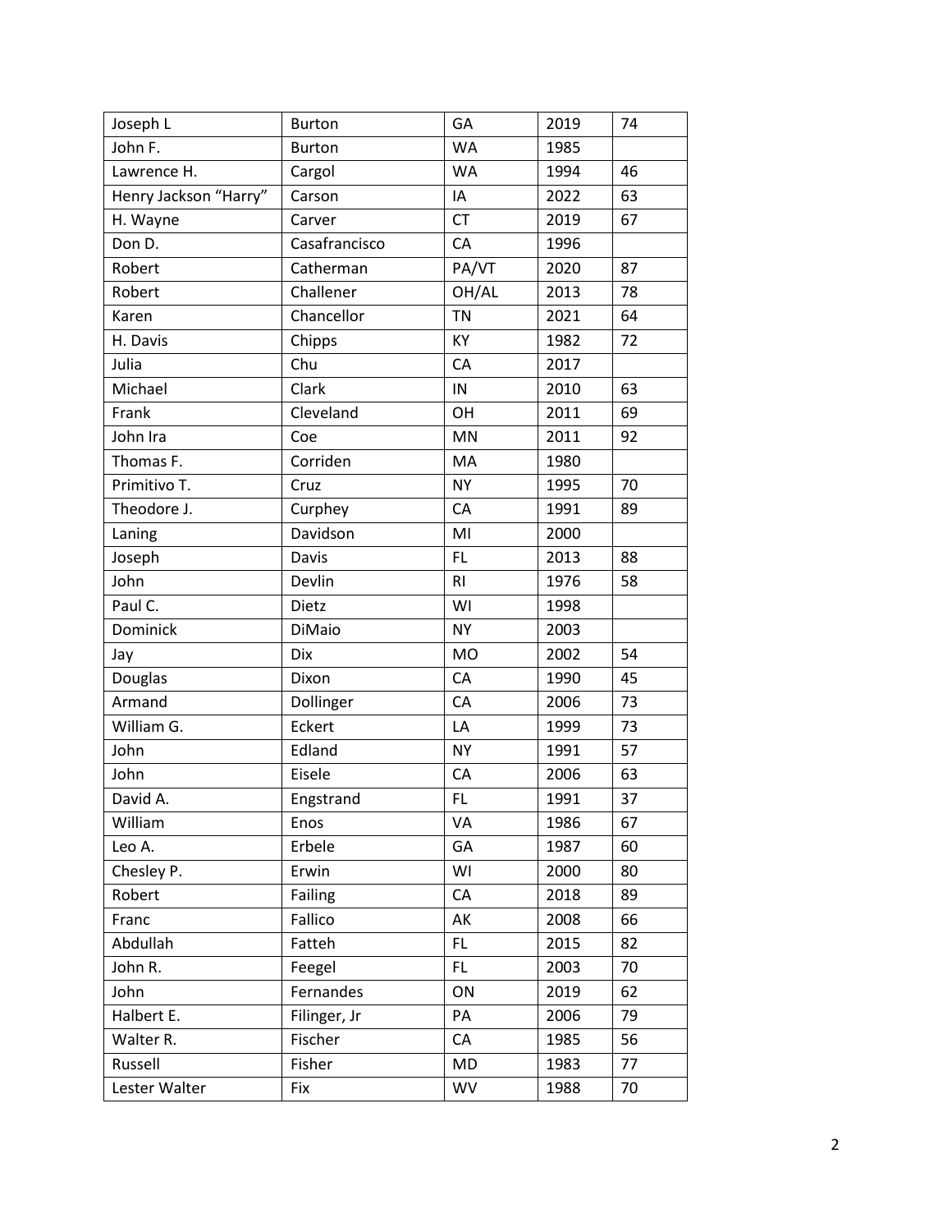| | | | | |
|---|---|---|---|---|
| Joseph L | Burton | GA | 2019 | 74 |
| John F. | Burton | WA | 1985 | |
| Lawrence H. | Cargol | WA | 1994 | 46 |
| Henry Jackson “Harry” | Carson | IA | 2022 | 63 |
| H. Wayne | Carver | CT | 2019 | 67 |
| Don D. | Casafrancisco | CA | 1996 | |
| Robert | Catherman | PA/VT | 2020 | 87 |
| Robert | Challener | OH/AL | 2013 | 78 |
| Karen | Chancellor | TN | 2021 | 64 |
| H. Davis | Chipps | KY | 1982 | 72 |
| Julia | Chu | CA | 2017 | |
| Michael | Clark | IN | 2010 | 63 |
| Frank | Cleveland | OH | 2011 | 69 |
| John Ira | Coe | MN | 2011 | 92 |
| Thomas F. | Corriden | MA | 1980 | |
| Primitivo T. | Cruz | NY | 1995 | 70 |
| Theodore J. | Curphey | CA | 1991 | 89 |
| Laning | Davidson | MI | 2000 | |
| Joseph | Davis | FL | 2013 | 88 |
| John | Devlin | RI | 1976 | 58 |
| Paul C. | Dietz | WI | 1998 | |
| Dominick | DiMaio | NY | 2003 | |
| Jay | Dix | MO | 2002 | 54 |
| Douglas | Dixon | CA | 1990 | 45 |
| Armand | Dollinger | CA | 2006 | 73 |
| William G. | Eckert | LA | 1999 | 73 |
| John | Edland | NY | 1991 | 57 |
| John | Eisele | CA | 2006 | 63 |
| David A. | Engstrand | FL | 1991 | 37 |
| William | Enos | VA | 1986 | 67 |
| Leo A. | Erbele | GA | 1987 | 60 |
| Chesley P. | Erwin | WI | 2000 | 80 |
| Robert | Failing | CA | 2018 | 89 |
| Franc | Fallico | AK | 2008 | 66 |
| Abdullah | Fatteh | FL | 2015 | 82 |
| John R. | Feegel | FL | 2003 | 70 |
| John | Fernandes | ON | 2019 | 62 |
| Halbert E. | Filinger, Jr | PA | 2006 | 79 |
| Walter R. | Fischer | CA | 1985 | 56 |
| Russell | Fisher | MD | 1983 | 77 |
| Lester Walter | Fix | WV | 1988 | 70 |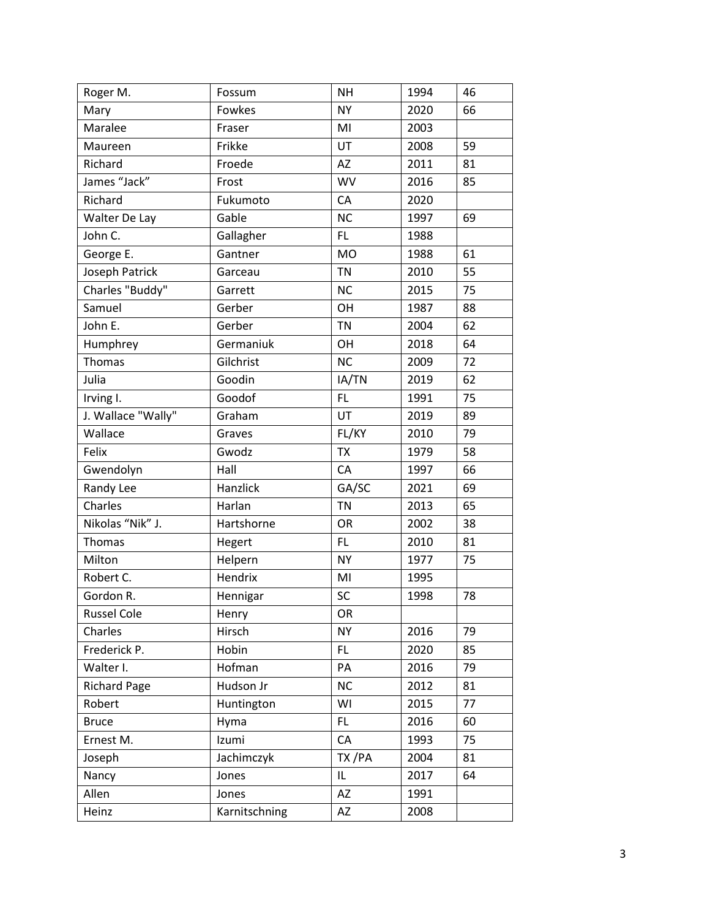| Roger M. | Fossum | NH | 1994 | 46 |
|---|---|---|---|---|
| Mary | Fowkes | NY | 2020 | 66 |
| Maralee | Fraser | MI | 2003 | |
| Maureen | Frikke | UT | 2008 | 59 |
| Richard | Froede | AZ | 2011 | 81 |
| James “Jack” | Frost | WV | 2016 | 85 |
| Richard | Fukumoto | CA | 2020 | |
| Walter De Lay | Gable | NC | 1997 | 69 |
| John C. | Gallagher | FL | 1988 | |
| George E. | Gantner | MO | 1988 | 61 |
| Joseph Patrick | Garceau | TN | 2010 | 55 |
| Charles "Buddy" | Garrett | NC | 2015 | 75 |
| Samuel | Gerber | OH | 1987 | 88 |
| John E. | Gerber | TN | 2004 | 62 |
| Humphrey | Germaniuk | OH | 2018 | 64 |
| Thomas | Gilchrist | NC | 2009 | 72 |
| Julia | Goodin | IA/TN | 2019 | 62 |
| Irving I. | Goodof | FL | 1991 | 75 |
| J. Wallace "Wally" | Graham | UT | 2019 | 89 |
| Wallace | Graves | FL/KY | 2010 | 79 |
| Felix | Gwodz | TX | 1979 | 58 |
| Gwendolyn | Hall | CA | 1997 | 66 |
| Randy Lee | Hanzlick | GA/SC | 2021 | 69 |
| Charles | Harlan | TN | 2013 | 65 |
| Nikolas “Nik” J. | Hartshorne | OR | 2002 | 38 |
| Thomas | Hegert | FL | 2010 | 81 |
| Milton | Helpern | NY | 1977 | 75 |
| Robert C. | Hendrix | MI | 1995 | |
| Gordon R. | Hennigar | SC | 1998 | 78 |
| Russel Cole | Henry | OR | | |
| Charles | Hirsch | NY | 2016 | 79 |
| Frederick P. | Hobin | FL | 2020 | 85 |
| Walter I. | Hofman | PA | 2016 | 79 |
| Richard Page | Hudson Jr | NC | 2012 | 81 |
| Robert | Huntington | WI | 2015 | 77 |
| Bruce | Hyma | FL | 2016 | 60 |
| Ernest M. | Izumi | CA | 1993 | 75 |
| Joseph | Jachimczyk | TX /PA | 2004 | 81 |
| Nancy | Jones | IL | 2017 | 64 |
| Allen | Jones | AZ | 1991 | |
| Heinz | Karnitschning | AZ | 2008 | |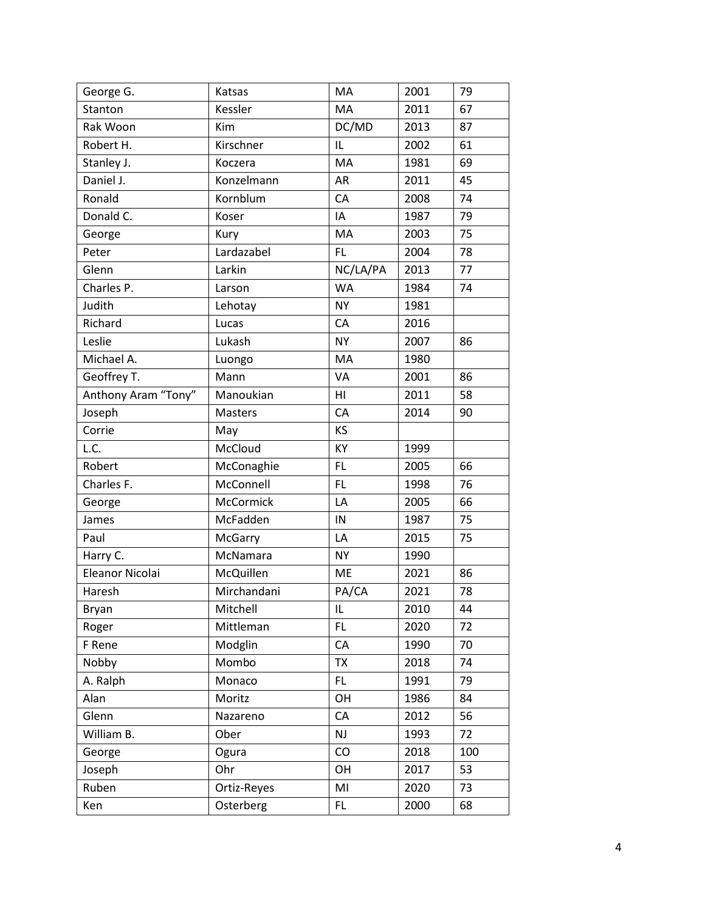| George G. | Katsas | MA | 2001 | 79 |
|---|---|---|---|---|
| Stanton | Kessler | MA | 2011 | 67 |
| Rak Woon | Kim | DC/MD | 2013 | 87 |
| Robert H. | Kirschner | IL | 2002 | 61 |
| Stanley J. | Koczera | MA | 1981 | 69 |
| Daniel J. | Konzelmann | AR | 2011 | 45 |
| Ronald | Kornblum | CA | 2008 | 74 |
| Donald C. | Koser | IA | 1987 | 79 |
| George | Kury | MA | 2003 | 75 |
| Peter | Lardazabel | FL | 2004 | 78 |
| Glenn | Larkin | NC/LA/PA | 2013 | 77 |
| Charles P. | Larson | WA | 1984 | 74 |
| Judith | Lehotay | NY | 1981 | |
| Richard | Lucas | CA | 2016 | |
| Leslie | Lukash | NY | 2007 | 86 |
| Michael A. | Luongo | MA | 1980 | |
| Geoffrey T. | Mann | VA | 2001 | 86 |
| Anthony Aram "Tony" | Manoukian | HI | 2011 | 58 |
| Joseph | Masters | CA | 2014 | 90 |
| Corrie | May | KS | | |
| L.C. | McCloud | KY | 1999 | |
| Robert | McConaghie | FL | 2005 | 66 |
| Charles F. | McConnell | FL | 1998 | 76 |
| George | McCormick | LA | 2005 | 66 |
| James | McFadden | IN | 1987 | 75 |
| Paul | McGarry | LA | 2015 | 75 |
| Harry C. | McNamara | NY | 1990 | |
| Eleanor Nicolai | McQuillen | ME | 2021 | 86 |
| Haresh | Mirchandani | PA/CA | 2021 | 78 |
| Bryan | Mitchell | IL | 2010 | 44 |
| Roger | Mittleman | FL | 2020 | 72 |
| F Rene | Modglin | CA | 1990 | 70 |
| Nobby | Mombo | TX | 2018 | 74 |
| A. Ralph | Monaco | FL | 1991 | 79 |
| Alan | Moritz | OH | 1986 | 84 |
| Glenn | Nazareno | CA | 2012 | 56 |
| William B. | Ober | NJ | 1993 | 72 |
| George | Ogura | CO | 2018 | 100 |
| Joseph | Ohr | OH | 2017 | 53 |
| Ruben | Ortiz-Reyes | MI | 2020 | 73 |
| Ken | Osterberg | FL | 2000 | 68 |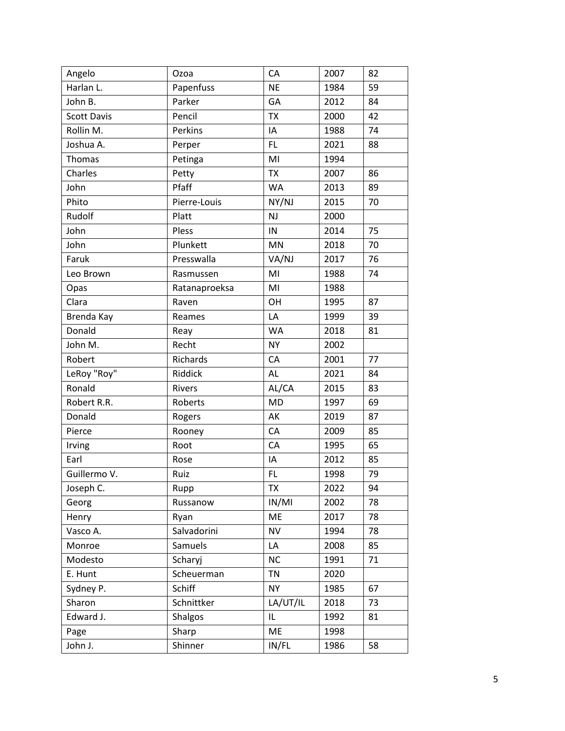| Angelo | Ozoa | CA | 2007 | 82 |
|---|---|---|---|---|
| Harlan L. | Papenfuss | NE | 1984 | 59 |
| John B. | Parker | GA | 2012 | 84 |
| Scott Davis | Pencil | TX | 2000 | 42 |
| Rollin M. | Perkins | IA | 1988 | 74 |
| Joshua A. | Perper | FL | 2021 | 88 |
| Thomas | Petinga | MI | 1994 | |
| Charles | Petty | TX | 2007 | 86 |
| John | Pfaff | WA | 2013 | 89 |
| Phito | Pierre-Louis | NY/NJ | 2015 | 70 |
| Rudolf | Platt | NJ | 2000 | |
| John | Pless | IN | 2014 | 75 |
| John | Plunkett | MN | 2018 | 70 |
| Faruk | Presswalla | VA/NJ | 2017 | 76 |
| Leo Brown | Rasmussen | MI | 1988 | 74 |
| Opas | Ratanaproeksa | MI | 1988 | |
| Clara | Raven | OH | 1995 | 87 |
| Brenda Kay | Reames | LA | 1999 | 39 |
| Donald | Reay | WA | 2018 | 81 |
| John M. | Recht | NY | 2002 | |
| Robert | Richards | CA | 2001 | 77 |
| LeRoy "Roy" | Riddick | AL | 2021 | 84 |
| Ronald | Rivers | AL/CA | 2015 | 83 |
| Robert R.R. | Roberts | MD | 1997 | 69 |
| Donald | Rogers | AK | 2019 | 87 |
| Pierce | Rooney | CA | 2009 | 85 |
| Irving | Root | CA | 1995 | 65 |
| Earl | Rose | IA | 2012 | 85 |
| Guillermo V. | Ruiz | FL | 1998 | 79 |
| Joseph C. | Rupp | TX | 2022 | 94 |
| Georg | Russanow | IN/MI | 2002 | 78 |
| Henry | Ryan | ME | 2017 | 78 |
| Vasco A. | Salvadorini | NV | 1994 | 78 |
| Monroe | Samuels | LA | 2008 | 85 |
| Modesto | Scharyj | NC | 1991 | 71 |
| E. Hunt | Scheuerman | TN | 2020 | |
| Sydney P. | Schiff | NY | 1985 | 67 |
| Sharon | Schnittker | LA/UT/IL | 2018 | 73 |
| Edward J. | Shalgos | IL | 1992 | 81 |
| Page | Sharp | ME | 1998 | |
| John J. | Shinner | IN/FL | 1986 | 58 |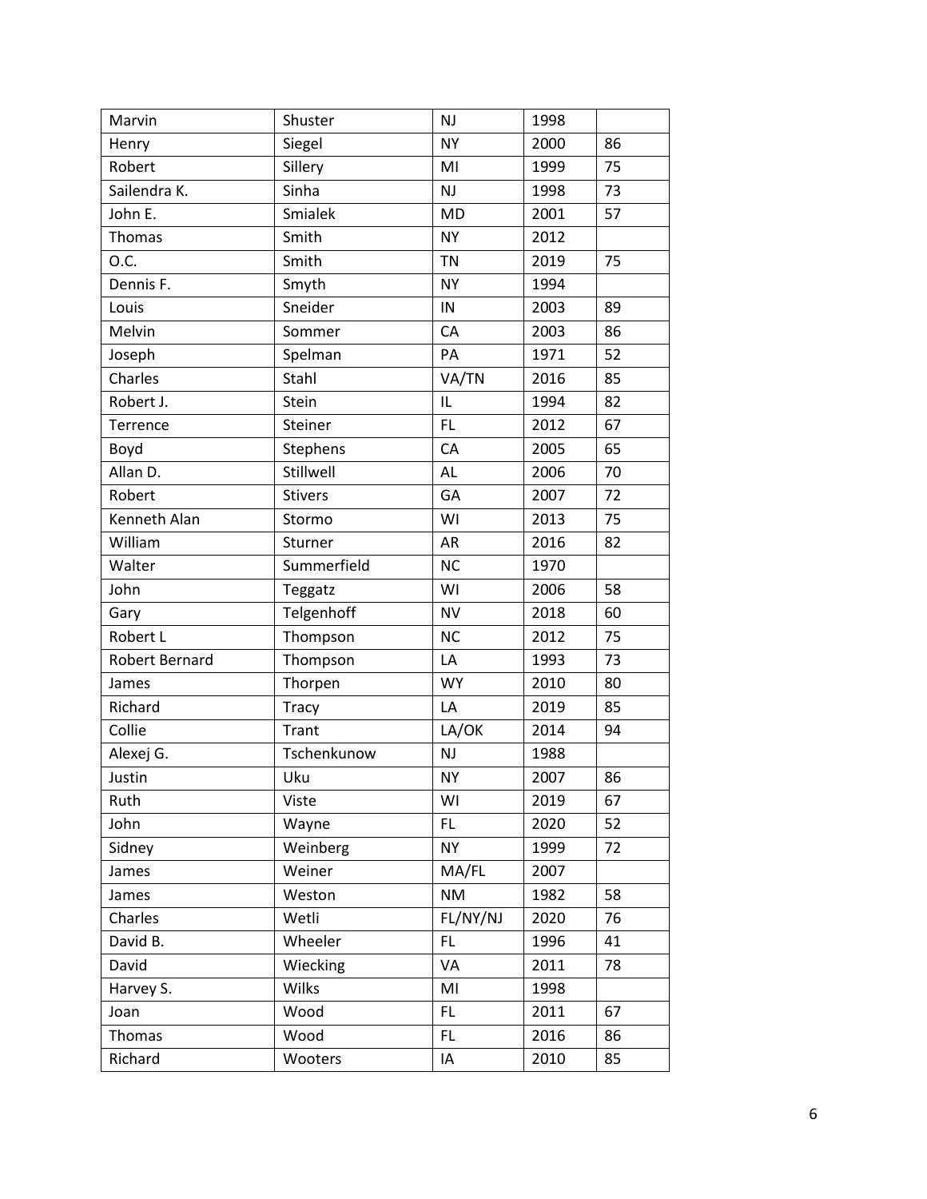| | | | | |
|---|---|---|---|---|
| Marvin | Shuster | NJ | 1998 | |
| Henry | Siegel | NY | 2000 | 86 |
| Robert | Sillery | MI | 1999 | 75 |
| Sailendra K. | Sinha | NJ | 1998 | 73 |
| John E. | Smialek | MD | 2001 | 57 |
| Thomas | Smith | NY | 2012 | |
| O.C. | Smith | TN | 2019 | 75 |
| Dennis F. | Smyth | NY | 1994 | |
| Louis | Sneider | IN | 2003 | 89 |
| Melvin | Sommer | CA | 2003 | 86 |
| Joseph | Spelman | PA | 1971 | 52 |
| Charles | Stahl | VA/TN | 2016 | 85 |
| Robert J. | Stein | IL | 1994 | 82 |
| Terrence | Steiner | FL | 2012 | 67 |
| Boyd | Stephens | CA | 2005 | 65 |
| Allan D. | Stillwell | AL | 2006 | 70 |
| Robert | Stivers | GA | 2007 | 72 |
| Kenneth Alan | Stormo | WI | 2013 | 75 |
| William | Sturner | AR | 2016 | 82 |
| Walter | Summerfield | NC | 1970 | |
| John | Teggatz | WI | 2006 | 58 |
| Gary | Telgenhoff | NV | 2018 | 60 |
| Robert L | Thompson | NC | 2012 | 75 |
| Robert Bernard | Thompson | LA | 1993 | 73 |
| James | Thorpen | WY | 2010 | 80 |
| Richard | Tracy | LA | 2019 | 85 |
| Collie | Trant | LA/OK | 2014 | 94 |
| Alexej G. | Tschenkunow | NJ | 1988 | |
| Justin | Uku | NY | 2007 | 86 |
| Ruth | Viste | WI | 2019 | 67 |
| John | Wayne | FL | 2020 | 52 |
| Sidney | Weinberg | NY | 1999 | 72 |
| James | Weiner | MA/FL | 2007 | |
| James | Weston | NM | 1982 | 58 |
| Charles | Wetli | FL/NY/NJ | 2020 | 76 |
| David B. | Wheeler | FL | 1996 | 41 |
| David | Wiecking | VA | 2011 | 78 |
| Harvey S. | Wilks | MI | 1998 | |
| Joan | Wood | FL | 2011 | 67 |
| Thomas | Wood | FL | 2016 | 86 |
| Richard | Wooters | IA | 2010 | 85 |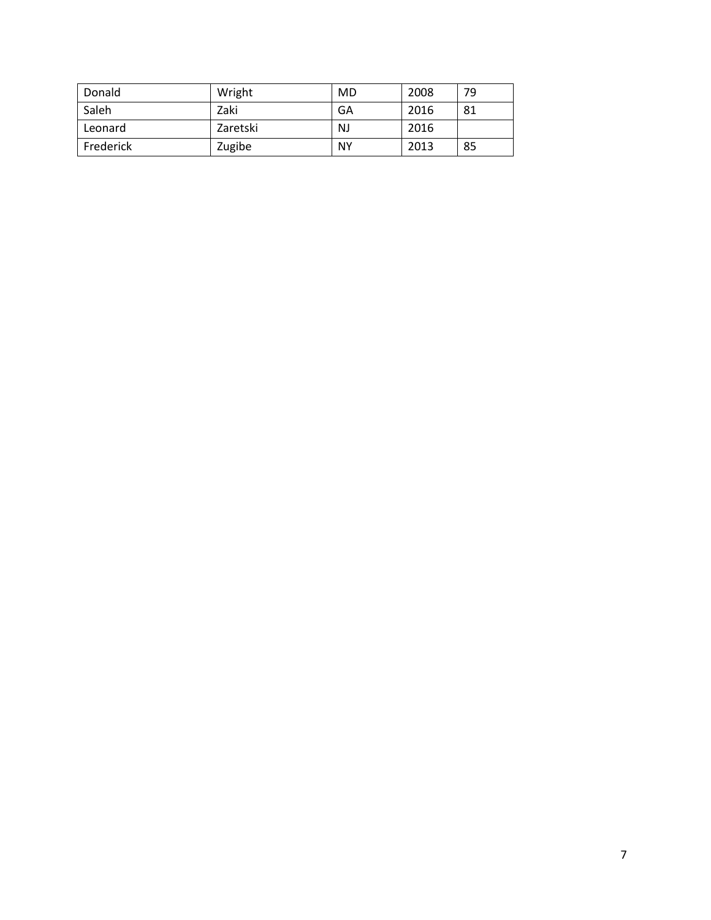| | | | | |
|---|---|---|---|---|
| Donald | Wright | MD | 2008 | 79 |
| Saleh | Zaki | GA | 2016 | 81 |
| Leonard | Zaretski | NJ | 2016 | |
| Frederick | Zugibe | NY | 2013 | 85 |